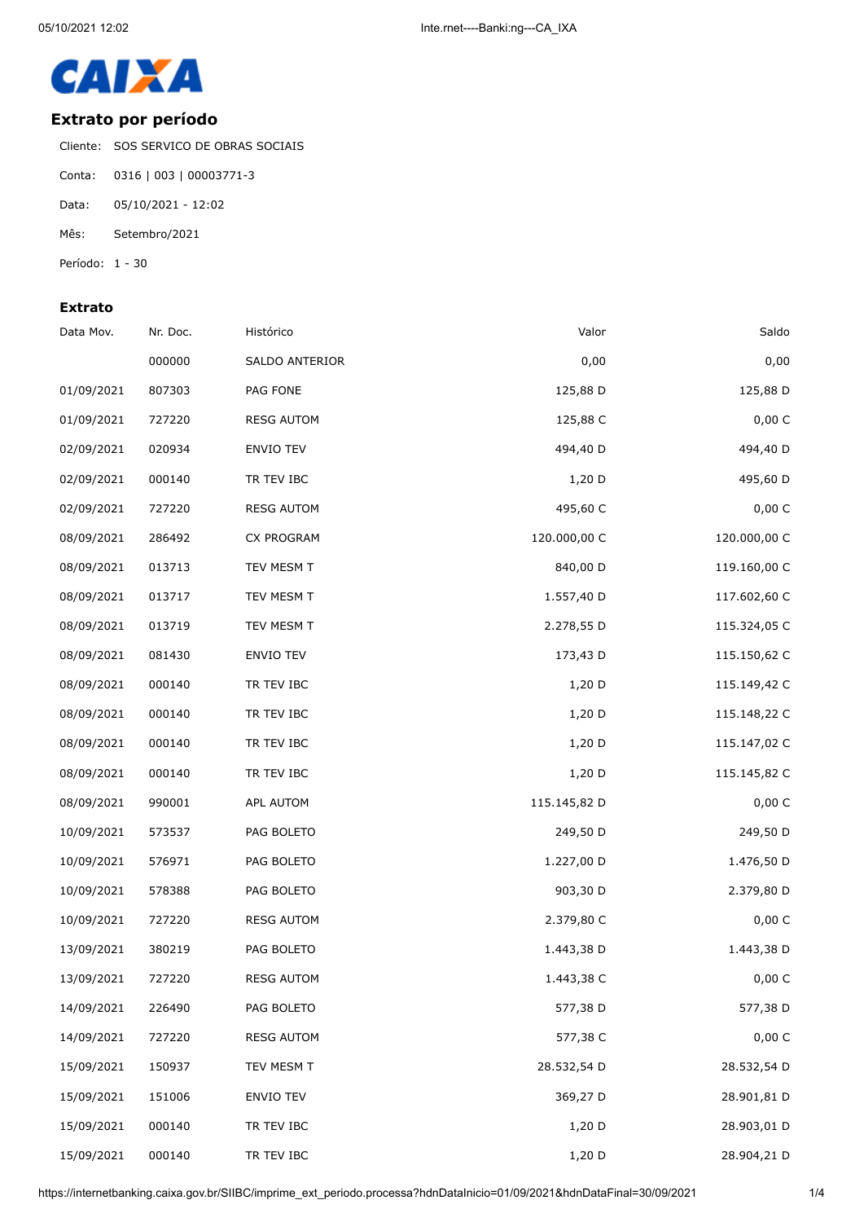CAIXA

## Extrato por período

Cliente: SOS SERVICO DE OBRAS SOCIAIS

Conta: 0316 | 003 | 00003771-3

Data: 05/10/2021 - 12:02

Mês: Setembro/2021

Período: 1 - 30

### Extrato

| Data Mov. | Nr. Doc. | Histórico | Valor | Saldo |
|---|---|---|---|---|
| | 000000 | SALDO ANTERIOR | 0,00 | 0,00 |
| 01/09/2021 | 807303 | PAG FONE | 125,88 D | 125,88 D |
| 01/09/2021 | 727220 | RESG AUTOM | 125,88 C | 0,00 C |
| 02/09/2021 | 020934 | ENVIO TEV | 494,40 D | 494,40 D |
| 02/09/2021 | 000140 | TR TEV IBC | 1,20 D | 495,60 D |
| 02/09/2021 | 727220 | RESG AUTOM | 495,60 C | 0,00 C |
| 08/09/2021 | 286492 | CX PROGRAM | 120.000,00 C | 120.000,00 C |
| 08/09/2021 | 013713 | TEV MESM T | 840,00 D | 119.160,00 C |
| 08/09/2021 | 013717 | TEV MESM T | 1.557,40 D | 117.602,60 C |
| 08/09/2021 | 013719 | TEV MESM T | 2.278,55 D | 115.324,05 C |
| 08/09/2021 | 081430 | ENVIO TEV | 173,43 D | 115.150,62 C |
| 08/09/2021 | 000140 | TR TEV IBC | 1,20 D | 115.149,42 C |
| 08/09/2021 | 000140 | TR TEV IBC | 1,20 D | 115.148,22 C |
| 08/09/2021 | 000140 | TR TEV IBC | 1,20 D | 115.147,02 C |
| 08/09/2021 | 000140 | TR TEV IBC | 1,20 D | 115.145,82 C |
| 08/09/2021 | 990001 | APL AUTOM | 115.145,82 D | 0,00 C |
| 10/09/2021 | 573537 | PAG BOLETO | 249,50 D | 249,50 D |
| 10/09/2021 | 576971 | PAG BOLETO | 1.227,00 D | 1.476,50 D |
| 10/09/2021 | 578388 | PAG BOLETO | 903,30 D | 2.379,80 D |
| 10/09/2021 | 727220 | RESG AUTOM | 2.379,80 C | 0,00 C |
| 13/09/2021 | 380219 | PAG BOLETO | 1.443,38 D | 1.443,38 D |
| 13/09/2021 | 727220 | RESG AUTOM | 1.443,38 C | 0,00 C |
| 14/09/2021 | 226490 | PAG BOLETO | 577,38 D | 577,38 D |
| 14/09/2021 | 727220 | RESG AUTOM | 577,38 C | 0,00 C |
| 15/09/2021 | 150937 | TEV MESM T | 28.532,54 D | 28.532,54 D |
| 15/09/2021 | 151006 | ENVIO TEV | 369,27 D | 28.901,81 D |
| 15/09/2021 | 000140 | TR TEV IBC | 1,20 D | 28.903,01 D |
| 15/09/2021 | 000140 | TR TEV IBC | 1,20 D | 28.904,21 D |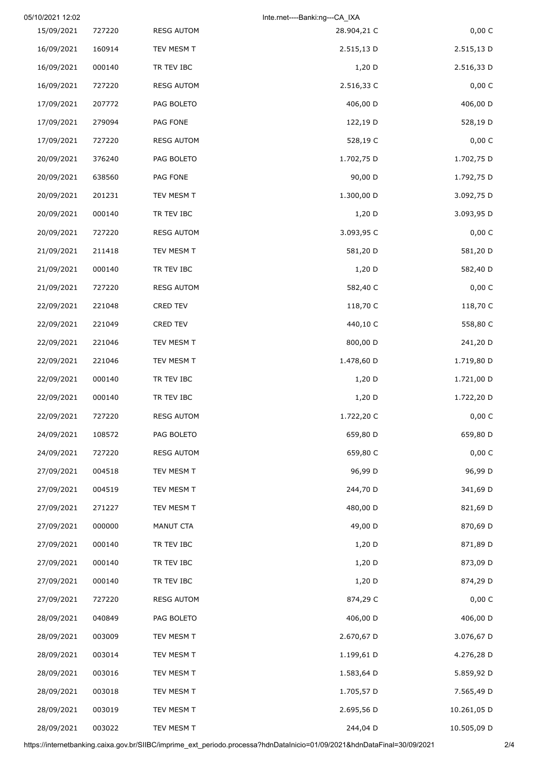| | | | | |
|---|---|---|---|---|
| 15/09/2021 | 727220 | RESG AUTOM | 28.904,21 C | 0,00 C |
| 16/09/2021 | 160914 | TEV MESM T | 2.515,13 D | 2.515,13 D |
| 16/09/2021 | 000140 | TR TEV IBC | 1,20 D | 2.516,33 D |
| 16/09/2021 | 727220 | RESG AUTOM | 2.516,33 C | 0,00 C |
| 17/09/2021 | 207772 | PAG BOLETO | 406,00 D | 406,00 D |
| 17/09/2021 | 279094 | PAG FONE | 122,19 D | 528,19 D |
| 17/09/2021 | 727220 | RESG AUTOM | 528,19 C | 0,00 C |
| 20/09/2021 | 376240 | PAG BOLETO | 1.702,75 D | 1.702,75 D |
| 20/09/2021 | 638560 | PAG FONE | 90,00 D | 1.792,75 D |
| 20/09/2021 | 201231 | TEV MESM T | 1.300,00 D | 3.092,75 D |
| 20/09/2021 | 000140 | TR TEV IBC | 1,20 D | 3.093,95 D |
| 20/09/2021 | 727220 | RESG AUTOM | 3.093,95 C | 0,00 C |
| 21/09/2021 | 211418 | TEV MESM T | 581,20 D | 581,20 D |
| 21/09/2021 | 000140 | TR TEV IBC | 1,20 D | 582,40 D |
| 21/09/2021 | 727220 | RESG AUTOM | 582,40 C | 0,00 C |
| 22/09/2021 | 221048 | CRED TEV | 118,70 C | 118,70 C |
| 22/09/2021 | 221049 | CRED TEV | 440,10 C | 558,80 C |
| 22/09/2021 | 221046 | TEV MESM T | 800,00 D | 241,20 D |
| 22/09/2021 | 221046 | TEV MESM T | 1.478,60 D | 1.719,80 D |
| 22/09/2021 | 000140 | TR TEV IBC | 1,20 D | 1.721,00 D |
| 22/09/2021 | 000140 | TR TEV IBC | 1,20 D | 1.722,20 D |
| 22/09/2021 | 727220 | RESG AUTOM | 1.722,20 C | 0,00 C |
| 24/09/2021 | 108572 | PAG BOLETO | 659,80 D | 659,80 D |
| 24/09/2021 | 727220 | RESG AUTOM | 659,80 C | 0,00 C |
| 27/09/2021 | 004518 | TEV MESM T | 96,99 D | 96,99 D |
| 27/09/2021 | 004519 | TEV MESM T | 244,70 D | 341,69 D |
| 27/09/2021 | 271227 | TEV MESM T | 480,00 D | 821,69 D |
| 27/09/2021 | 000000 | MANUT CTA | 49,00 D | 870,69 D |
| 27/09/2021 | 000140 | TR TEV IBC | 1,20 D | 871,89 D |
| 27/09/2021 | 000140 | TR TEV IBC | 1,20 D | 873,09 D |
| 27/09/2021 | 000140 | TR TEV IBC | 1,20 D | 874,29 D |
| 27/09/2021 | 727220 | RESG AUTOM | 874,29 C | 0,00 C |
| 28/09/2021 | 040849 | PAG BOLETO | 406,00 D | 406,00 D |
| 28/09/2021 | 003009 | TEV MESM T | 2.670,67 D | 3.076,67 D |
| 28/09/2021 | 003014 | TEV MESM T | 1.199,61 D | 4.276,28 D |
| 28/09/2021 | 003016 | TEV MESM T | 1.583,64 D | 5.859,92 D |
| 28/09/2021 | 003018 | TEV MESM T | 1.705,57 D | 7.565,49 D |
| 28/09/2021 | 003019 | TEV MESM T | 2.695,56 D | 10.261,05 D |
| 28/09/2021 | 003022 | TEV MESM T | 244,04 D | 10.505,09 D |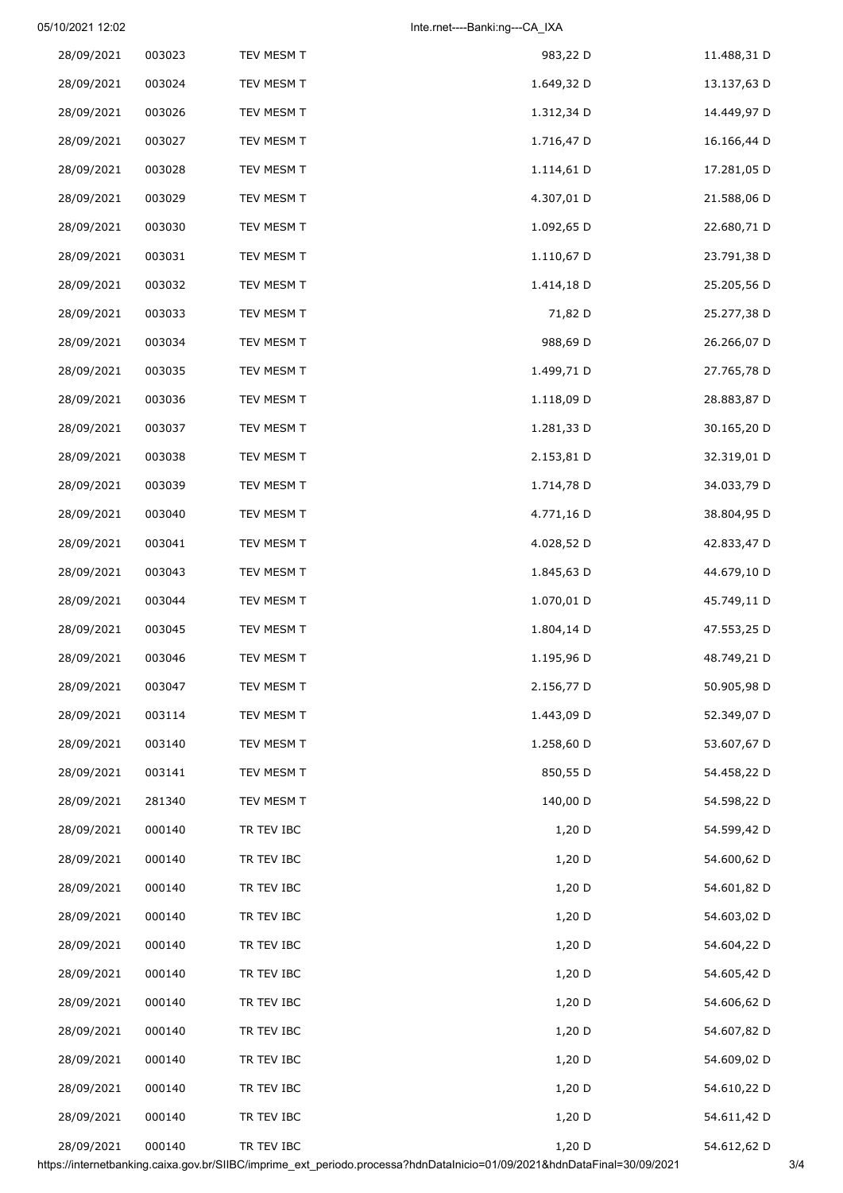| | | | | |
|---|---|---|---|---|
| 28/09/2021 | 003023 | TEV MESM T | 983,22 D | 11.488,31 D |
| 28/09/2021 | 003024 | TEV MESM T | 1.649,32 D | 13.137,63 D |
| 28/09/2021 | 003026 | TEV MESM T | 1.312,34 D | 14.449,97 D |
| 28/09/2021 | 003027 | TEV MESM T | 1.716,47 D | 16.166,44 D |
| 28/09/2021 | 003028 | TEV MESM T | 1.114,61 D | 17.281,05 D |
| 28/09/2021 | 003029 | TEV MESM T | 4.307,01 D | 21.588,06 D |
| 28/09/2021 | 003030 | TEV MESM T | 1.092,65 D | 22.680,71 D |
| 28/09/2021 | 003031 | TEV MESM T | 1.110,67 D | 23.791,38 D |
| 28/09/2021 | 003032 | TEV MESM T | 1.414,18 D | 25.205,56 D |
| 28/09/2021 | 003033 | TEV MESM T | 71,82 D | 25.277,38 D |
| 28/09/2021 | 003034 | TEV MESM T | 988,69 D | 26.266,07 D |
| 28/09/2021 | 003035 | TEV MESM T | 1.499,71 D | 27.765,78 D |
| 28/09/2021 | 003036 | TEV MESM T | 1.118,09 D | 28.883,87 D |
| 28/09/2021 | 003037 | TEV MESM T | 1.281,33 D | 30.165,20 D |
| 28/09/2021 | 003038 | TEV MESM T | 2.153,81 D | 32.319,01 D |
| 28/09/2021 | 003039 | TEV MESM T | 1.714,78 D | 34.033,79 D |
| 28/09/2021 | 003040 | TEV MESM T | 4.771,16 D | 38.804,95 D |
| 28/09/2021 | 003041 | TEV MESM T | 4.028,52 D | 42.833,47 D |
| 28/09/2021 | 003043 | TEV MESM T | 1.845,63 D | 44.679,10 D |
| 28/09/2021 | 003044 | TEV MESM T | 1.070,01 D | 45.749,11 D |
| 28/09/2021 | 003045 | TEV MESM T | 1.804,14 D | 47.553,25 D |
| 28/09/2021 | 003046 | TEV MESM T | 1.195,96 D | 48.749,21 D |
| 28/09/2021 | 003047 | TEV MESM T | 2.156,77 D | 50.905,98 D |
| 28/09/2021 | 003114 | TEV MESM T | 1.443,09 D | 52.349,07 D |
| 28/09/2021 | 003140 | TEV MESM T | 1.258,60 D | 53.607,67 D |
| 28/09/2021 | 003141 | TEV MESM T | 850,55 D | 54.458,22 D |
| 28/09/2021 | 281340 | TEV MESM T | 140,00 D | 54.598,22 D |
| 28/09/2021 | 000140 | TR TEV IBC | 1,20 D | 54.599,42 D |
| 28/09/2021 | 000140 | TR TEV IBC | 1,20 D | 54.600,62 D |
| 28/09/2021 | 000140 | TR TEV IBC | 1,20 D | 54.601,82 D |
| 28/09/2021 | 000140 | TR TEV IBC | 1,20 D | 54.603,02 D |
| 28/09/2021 | 000140 | TR TEV IBC | 1,20 D | 54.604,22 D |
| 28/09/2021 | 000140 | TR TEV IBC | 1,20 D | 54.605,42 D |
| 28/09/2021 | 000140 | TR TEV IBC | 1,20 D | 54.606,62 D |
| 28/09/2021 | 000140 | TR TEV IBC | 1,20 D | 54.607,82 D |
| 28/09/2021 | 000140 | TR TEV IBC | 1,20 D | 54.609,02 D |
| 28/09/2021 | 000140 | TR TEV IBC | 1,20 D | 54.610,22 D |
| 28/09/2021 | 000140 | TR TEV IBC | 1,20 D | 54.611,42 D |
| 28/09/2021 | 000140 | TR TEV IBC | 1,20 D | 54.612,62 D |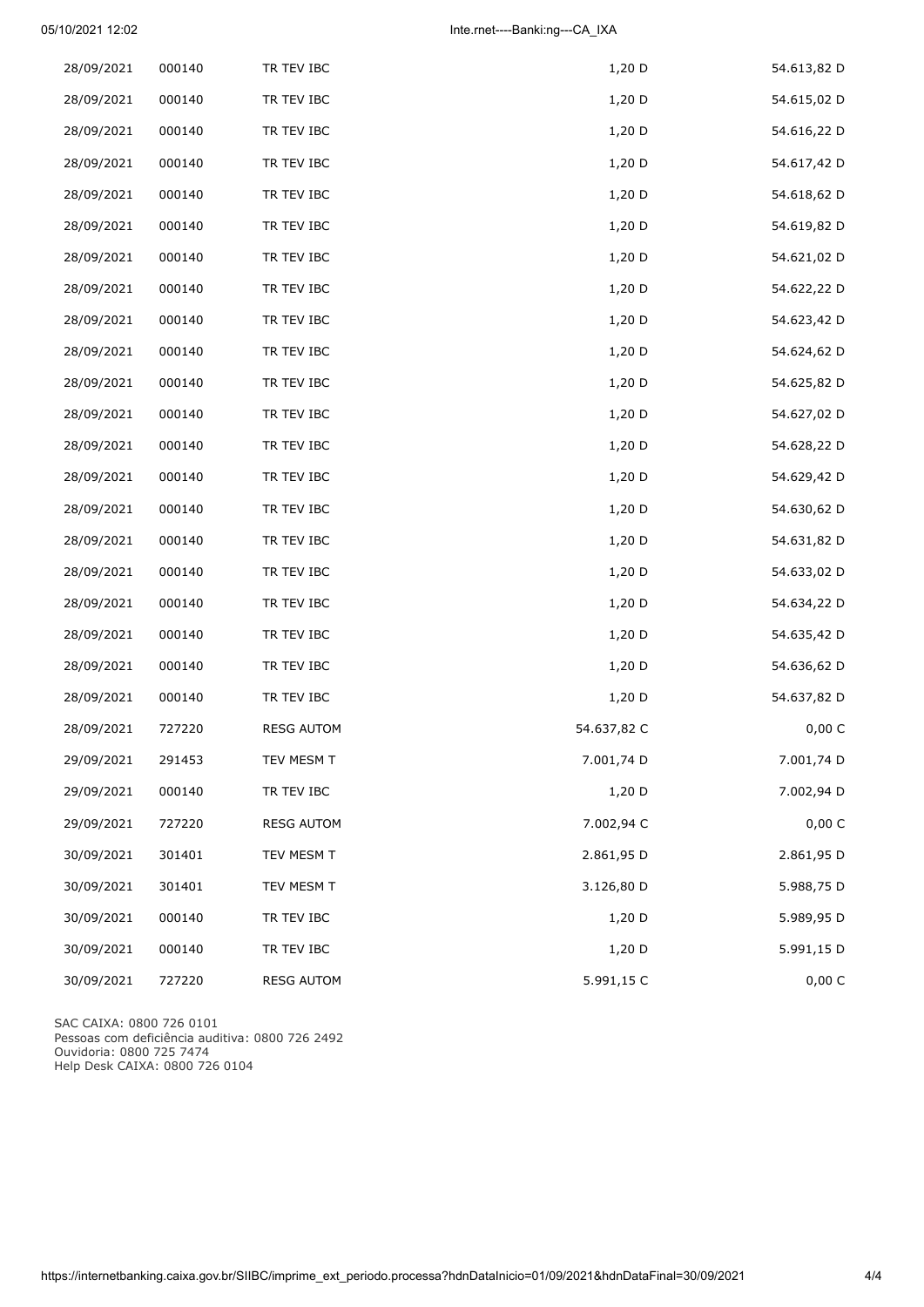| | | | | |
|---|---|---|---|---|
| 28/09/2021 | 000140 | TR TEV IBC | 1,20 D | 54.613,82 D |
| 28/09/2021 | 000140 | TR TEV IBC | 1,20 D | 54.615,02 D |
| 28/09/2021 | 000140 | TR TEV IBC | 1,20 D | 54.616,22 D |
| 28/09/2021 | 000140 | TR TEV IBC | 1,20 D | 54.617,42 D |
| 28/09/2021 | 000140 | TR TEV IBC | 1,20 D | 54.618,62 D |
| 28/09/2021 | 000140 | TR TEV IBC | 1,20 D | 54.619,82 D |
| 28/09/2021 | 000140 | TR TEV IBC | 1,20 D | 54.621,02 D |
| 28/09/2021 | 000140 | TR TEV IBC | 1,20 D | 54.622,22 D |
| 28/09/2021 | 000140 | TR TEV IBC | 1,20 D | 54.623,42 D |
| 28/09/2021 | 000140 | TR TEV IBC | 1,20 D | 54.624,62 D |
| 28/09/2021 | 000140 | TR TEV IBC | 1,20 D | 54.625,82 D |
| 28/09/2021 | 000140 | TR TEV IBC | 1,20 D | 54.627,02 D |
| 28/09/2021 | 000140 | TR TEV IBC | 1,20 D | 54.628,22 D |
| 28/09/2021 | 000140 | TR TEV IBC | 1,20 D | 54.629,42 D |
| 28/09/2021 | 000140 | TR TEV IBC | 1,20 D | 54.630,62 D |
| 28/09/2021 | 000140 | TR TEV IBC | 1,20 D | 54.631,82 D |
| 28/09/2021 | 000140 | TR TEV IBC | 1,20 D | 54.633,02 D |
| 28/09/2021 | 000140 | TR TEV IBC | 1,20 D | 54.634,22 D |
| 28/09/2021 | 000140 | TR TEV IBC | 1,20 D | 54.635,42 D |
| 28/09/2021 | 000140 | TR TEV IBC | 1,20 D | 54.636,62 D |
| 28/09/2021 | 000140 | TR TEV IBC | 1,20 D | 54.637,82 D |
| 28/09/2021 | 727220 | RESG AUTOM | 54.637,82 C | 0,00 C |
| 29/09/2021 | 291453 | TEV MESM T | 7.001,74 D | 7.001,74 D |
| 29/09/2021 | 000140 | TR TEV IBC | 1,20 D | 7.002,94 D |
| 29/09/2021 | 727220 | RESG AUTOM | 7.002,94 C | 0,00 C |
| 30/09/2021 | 301401 | TEV MESM T | 2.861,95 D | 2.861,95 D |
| 30/09/2021 | 301401 | TEV MESM T | 3.126,80 D | 5.988,75 D |
| 30/09/2021 | 000140 | TR TEV IBC | 1,20 D | 5.989,95 D |
| 30/09/2021 | 000140 | TR TEV IBC | 1,20 D | 5.991,15 D |
| 30/09/2021 | 727220 | RESG AUTOM | 5.991,15 C | 0,00 C |

SAC CAIXA: 0800 726 0101
Pessoas com deficiência auditiva: 0800 726 2492
Ouvidoria: 0800 725 7474
Help Desk CAIXA: 0800 726 0104